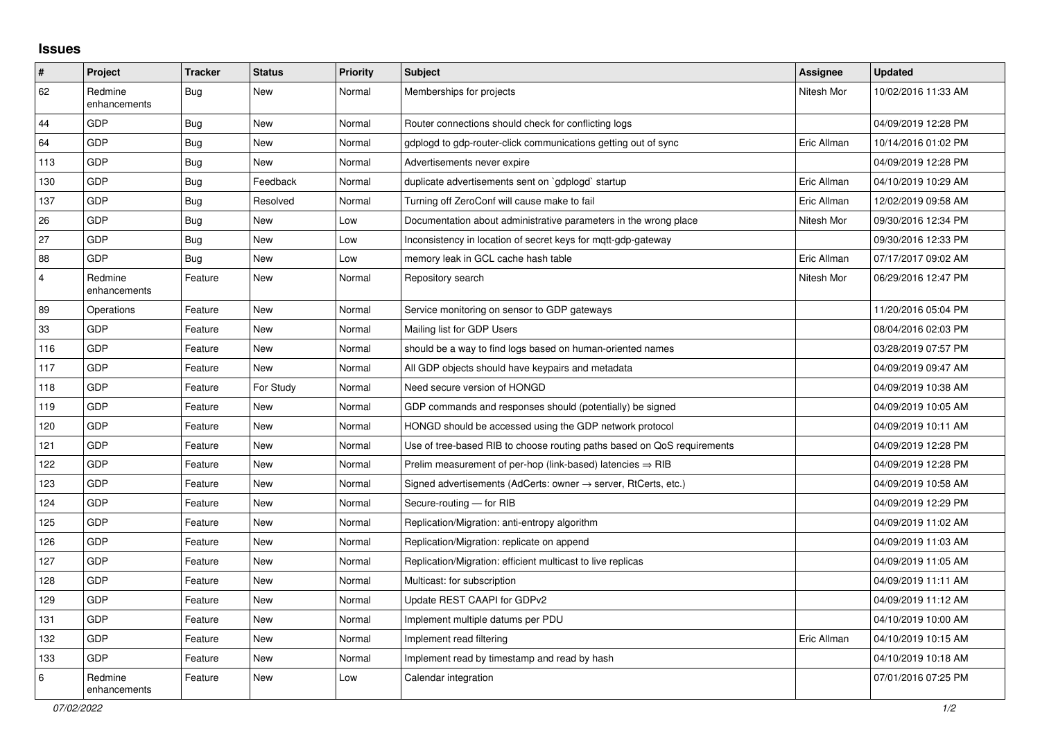## Issues

| # | Project | Tracker | Status | Priority | Subject | Assignee | Updated |
|---|---|---|---|---|---|---|---|
| 62 | Redmine enhancements | Bug | New | Normal | Memberships for projects | Nitesh Mor | 10/02/2016 11:33 AM |
| 44 | GDP | Bug | New | Normal | Router connections should check for conflicting logs | | 04/09/2019 12:28 PM |
| 64 | GDP | Bug | New | Normal | gdplogd to gdp-router-click communications getting out of sync | Eric Allman | 10/14/2016 01:02 PM |
| 113 | GDP | Bug | New | Normal | Advertisements never expire | | 04/09/2019 12:28 PM |
| 130 | GDP | Bug | Feedback | Normal | duplicate advertisements sent on `gdplogd` startup | Eric Allman | 04/10/2019 10:29 AM |
| 137 | GDP | Bug | Resolved | Normal | Turning off ZeroConf will cause make to fail | Eric Allman | 12/02/2019 09:58 AM |
| 26 | GDP | Bug | New | Low | Documentation about administrative parameters in the wrong place | Nitesh Mor | 09/30/2016 12:34 PM |
| 27 | GDP | Bug | New | Low | Inconsistency in location of secret keys for mqtt-gdp-gateway | | 09/30/2016 12:33 PM |
| 88 | GDP | Bug | New | Low | memory leak in GCL cache hash table | Eric Allman | 07/17/2017 09:02 AM |
| 4 | Redmine enhancements | Feature | New | Normal | Repository search | Nitesh Mor | 06/29/2016 12:47 PM |
| 89 | Operations | Feature | New | Normal | Service monitoring on sensor to GDP gateways | | 11/20/2016 05:04 PM |
| 33 | GDP | Feature | New | Normal | Mailing list for GDP Users | | 08/04/2016 02:03 PM |
| 116 | GDP | Feature | New | Normal | should be a way to find logs based on human-oriented names | | 03/28/2019 07:57 PM |
| 117 | GDP | Feature | New | Normal | All GDP objects should have keypairs and metadata | | 04/09/2019 09:47 AM |
| 118 | GDP | Feature | For Study | Normal | Need secure version of HONGD | | 04/09/2019 10:38 AM |
| 119 | GDP | Feature | New | Normal | GDP commands and responses should (potentially) be signed | | 04/09/2019 10:05 AM |
| 120 | GDP | Feature | New | Normal | HONGD should be accessed using the GDP network protocol | | 04/09/2019 10:11 AM |
| 121 | GDP | Feature | New | Normal | Use of tree-based RIB to choose routing paths based on QoS requirements | | 04/09/2019 12:28 PM |
| 122 | GDP | Feature | New | Normal | Prelim measurement of per-hop (link-based) latencies ⇒ RIB | | 04/09/2019 12:28 PM |
| 123 | GDP | Feature | New | Normal | Signed advertisements (AdCerts: owner → server, RtCerts, etc.) | | 04/09/2019 10:58 AM |
| 124 | GDP | Feature | New | Normal | Secure-routing — for RIB | | 04/09/2019 12:29 PM |
| 125 | GDP | Feature | New | Normal | Replication/Migration: anti-entropy algorithm | | 04/09/2019 11:02 AM |
| 126 | GDP | Feature | New | Normal | Replication/Migration: replicate on append | | 04/09/2019 11:03 AM |
| 127 | GDP | Feature | New | Normal | Replication/Migration: efficient multicast to live replicas | | 04/09/2019 11:05 AM |
| 128 | GDP | Feature | New | Normal | Multicast: for subscription | | 04/09/2019 11:11 AM |
| 129 | GDP | Feature | New | Normal | Update REST CAAPI for GDPv2 | | 04/09/2019 11:12 AM |
| 131 | GDP | Feature | New | Normal | Implement multiple datums per PDU | | 04/10/2019 10:00 AM |
| 132 | GDP | Feature | New | Normal | Implement read filtering | Eric Allman | 04/10/2019 10:15 AM |
| 133 | GDP | Feature | New | Normal | Implement read by timestamp and read by hash | | 04/10/2019 10:18 AM |
| 6 | Redmine enhancements | Feature | New | Low | Calendar integration | | 07/01/2016 07:25 PM |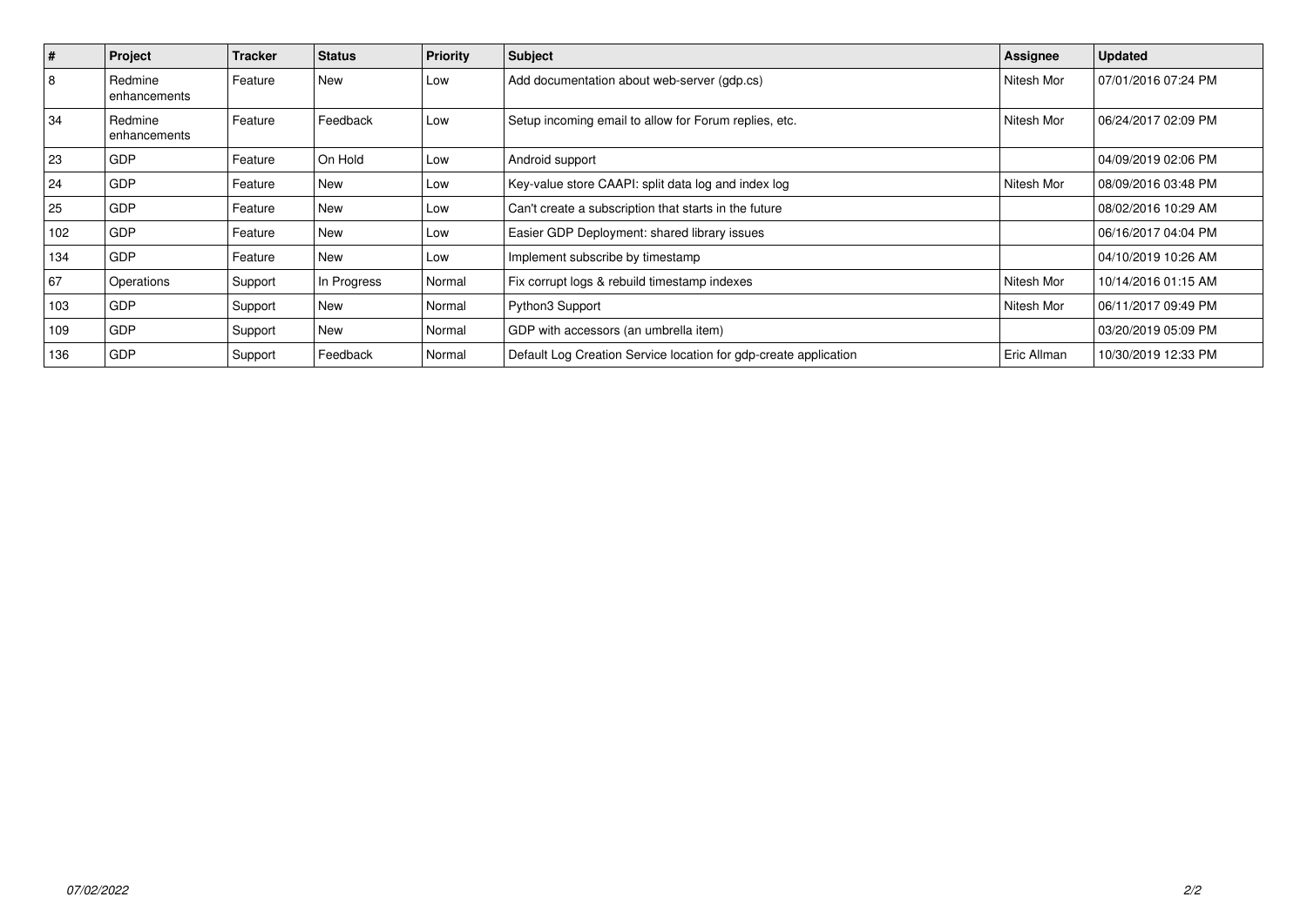| # | Project | Tracker | Status | Priority | Subject | Assignee | Updated |
|---|---|---|---|---|---|---|---|
| 8 | Redmine enhancements | Feature | New | Low | Add documentation about web-server (gdp.cs) | Nitesh Mor | 07/01/2016 07:24 PM |
| 34 | Redmine enhancements | Feature | Feedback | Low | Setup incoming email to allow for Forum replies, etc. | Nitesh Mor | 06/24/2017 02:09 PM |
| 23 | GDP | Feature | On Hold | Low | Android support | | 04/09/2019 02:06 PM |
| 24 | GDP | Feature | New | Low | Key-value store CAAPI: split data log and index log | Nitesh Mor | 08/09/2016 03:48 PM |
| 25 | GDP | Feature | New | Low | Can't create a subscription that starts in the future | | 08/02/2016 10:29 AM |
| 102 | GDP | Feature | New | Low | Easier GDP Deployment: shared library issues | | 06/16/2017 04:04 PM |
| 134 | GDP | Feature | New | Low | Implement subscribe by timestamp | | 04/10/2019 10:26 AM |
| 67 | Operations | Support | In Progress | Normal | Fix corrupt logs & rebuild timestamp indexes | Nitesh Mor | 10/14/2016 01:15 AM |
| 103 | GDP | Support | New | Normal | Python3 Support | Nitesh Mor | 06/11/2017 09:49 PM |
| 109 | GDP | Support | New | Normal | GDP with accessors (an umbrella item) | | 03/20/2019 05:09 PM |
| 136 | GDP | Support | Feedback | Normal | Default Log Creation Service location for gdp-create application | Eric Allman | 10/30/2019 12:33 PM |

*07/02/2022*